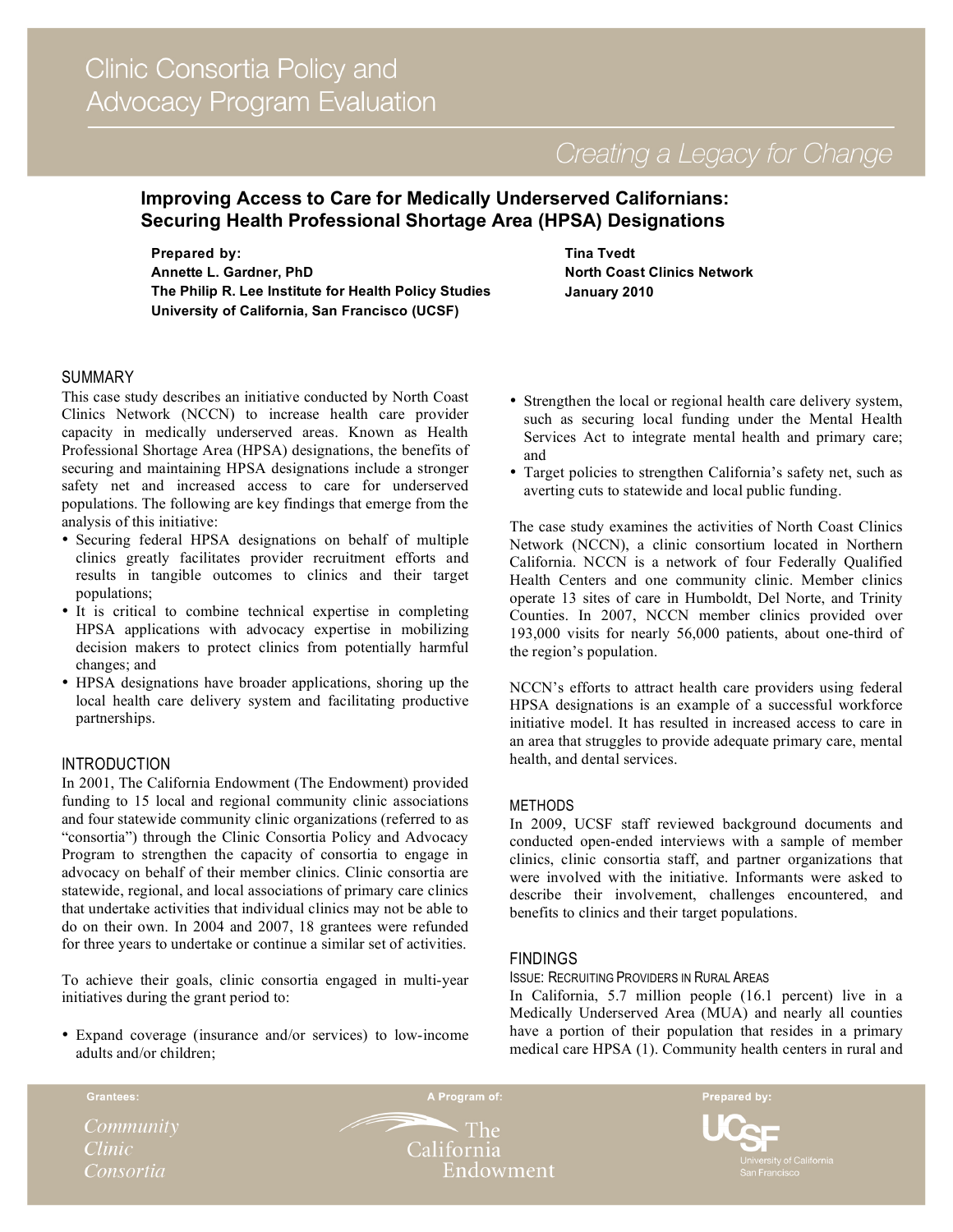# Clinic Consortia Policy and Advocacy Program Evaluation

*Creating a Legacy for Change*

## Improving Access to Care for Medically Underserved Californians: Securing Health Professional Shortage Area (HPSA) Designations

**Prepared by:**
**Annette L. Gardner, PhD**
**The Philip R. Lee Institute for Health Policy Studies**
**University of California, San Francisco (UCSF)**

**Tina Tvedt**
**North Coast Clinics Network**
**January 2010**

### SUMMARY

This case study describes an initiative conducted by North Coast Clinics Network (NCCN) to increase health care provider capacity in medically underserved areas. Known as Health Professional Shortage Area (HPSA) designations, the benefits of securing and maintaining HPSA designations include a stronger safety net and increased access to care for underserved populations. The following are key findings that emerge from the analysis of this initiative:

- Securing federal HPSA designations on behalf of multiple clinics greatly facilitates provider recruitment efforts and results in tangible outcomes to clinics and their target populations;
- It is critical to combine technical expertise in completing HPSA applications with advocacy expertise in mobilizing decision makers to protect clinics from potentially harmful changes; and
- HPSA designations have broader applications, shoring up the local health care delivery system and facilitating productive partnerships.

### INTRODUCTION

In 2001, The California Endowment (The Endowment) provided funding to 15 local and regional community clinic associations and four statewide community clinic organizations (referred to as "consortia") through the Clinic Consortia Policy and Advocacy Program to strengthen the capacity of consortia to engage in advocacy on behalf of their member clinics. Clinic consortia are statewide, regional, and local associations of primary care clinics that undertake activities that individual clinics may not be able to do on their own. In 2004 and 2007, 18 grantees were refunded for three years to undertake or continue a similar set of activities.

To achieve their goals, clinic consortia engaged in multi-year initiatives during the grant period to:

- Expand coverage (insurance and/or services) to low-income adults and/or children;
- Strengthen the local or regional health care delivery system, such as securing local funding under the Mental Health Services Act to integrate mental health and primary care; and
- Target policies to strengthen California's safety net, such as averting cuts to statewide and local public funding.

The case study examines the activities of North Coast Clinics Network (NCCN), a clinic consortium located in Northern California. NCCN is a network of four Federally Qualified Health Centers and one community clinic. Member clinics operate 13 sites of care in Humboldt, Del Norte, and Trinity Counties. In 2007, NCCN member clinics provided over 193,000 visits for nearly 56,000 patients, about one-third of the region's population.

NCCN's efforts to attract health care providers using federal HPSA designations is an example of a successful workforce initiative model. It has resulted in increased access to care in an area that struggles to provide adequate primary care, mental health, and dental services.

### METHODS

In 2009, UCSF staff reviewed background documents and conducted open-ended interviews with a sample of member clinics, clinic consortia staff, and partner organizations that were involved with the initiative. Informants were asked to describe their involvement, challenges encountered, and benefits to clinics and their target populations.

### FINDINGS

#### ISSUE: RECRUITING PROVIDERS IN RURAL AREAS

In California, 5.7 million people (16.1 percent) live in a Medically Underserved Area (MUA) and nearly all counties have a portion of their population that resides in a primary medical care HPSA (1). Community health centers in rural and

Grantees: *Community Clinic Consortia*

A Program of: The California Endowment

Prepared by: UCSF University of California San Francisco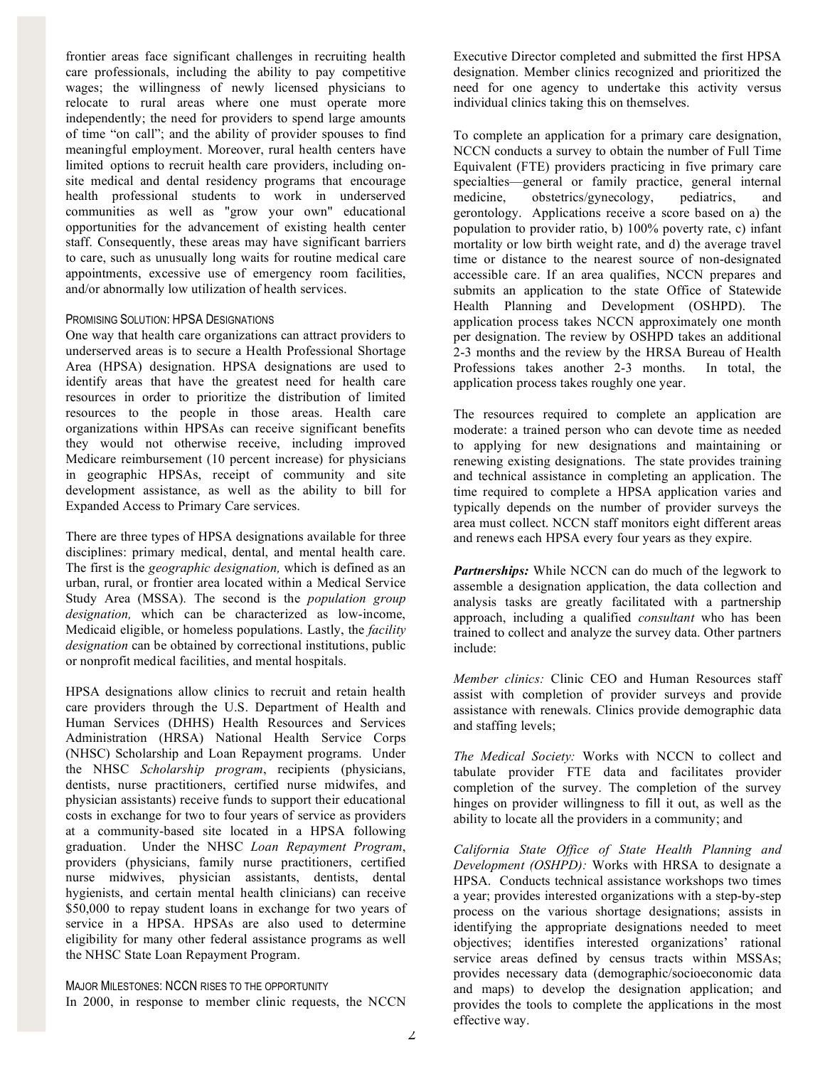frontier areas face significant challenges in recruiting health care professionals, including the ability to pay competitive wages; the willingness of newly licensed physicians to relocate to rural areas where one must operate more independently; the need for providers to spend large amounts of time "on call"; and the ability of provider spouses to find meaningful employment. Moreover, rural health centers have limited options to recruit health care providers, including on-site medical and dental residency programs that encourage health professional students to work in underserved communities as well as "grow your own" educational opportunities for the advancement of existing health center staff. Consequently, these areas may have significant barriers to care, such as unusually long waits for routine medical care appointments, excessive use of emergency room facilities, and/or abnormally low utilization of health services.

### PROMISING SOLUTION: HPSA DESIGNATIONS

One way that health care organizations can attract providers to underserved areas is to secure a Health Professional Shortage Area (HPSA) designation. HPSA designations are used to identify areas that have the greatest need for health care resources in order to prioritize the distribution of limited resources to the people in those areas. Health care organizations within HPSAs can receive significant benefits they would not otherwise receive, including improved Medicare reimbursement (10 percent increase) for physicians in geographic HPSAs, receipt of community and site development assistance, as well as the ability to bill for Expanded Access to Primary Care services.

There are three types of HPSA designations available for three disciplines: primary medical, dental, and mental health care. The first is the *geographic designation,* which is defined as an urban, rural, or frontier area located within a Medical Service Study Area (MSSA). The second is the *population group designation,* which can be characterized as low-income, Medicaid eligible, or homeless populations. Lastly, the *facility designation* can be obtained by correctional institutions, public or nonprofit medical facilities, and mental hospitals.

HPSA designations allow clinics to recruit and retain health care providers through the U.S. Department of Health and Human Services (DHHS) Health Resources and Services Administration (HRSA) National Health Service Corps (NHSC) Scholarship and Loan Repayment programs. Under the NHSC *Scholarship program*, recipients (physicians, dentists, nurse practitioners, certified nurse midwifes, and physician assistants) receive funds to support their educational costs in exchange for two to four years of service as providers at a community-based site located in a HPSA following graduation. Under the NHSC *Loan Repayment Program*, providers (physicians, family nurse practitioners, certified nurse midwives, physician assistants, dentists, dental hygienists, and certain mental health clinicians) can receive $50,000 to repay student loans in exchange for two years of service in a HPSA. HPSAs are also used to determine eligibility for many other federal assistance programs as well the NHSC State Loan Repayment Program.

### MAJOR MILESTONES: NCCN RISES TO THE OPPORTUNITY

In 2000, in response to member clinic requests, the NCCN Executive Director completed and submitted the first HPSA designation. Member clinics recognized and prioritized the need for one agency to undertake this activity versus individual clinics taking this on themselves.

To complete an application for a primary care designation, NCCN conducts a survey to obtain the number of Full Time Equivalent (FTE) providers practicing in five primary care specialties—general or family practice, general internal medicine, obstetrics/gynecology, pediatrics, and gerontology. Applications receive a score based on a) the population to provider ratio, b) 100% poverty rate, c) infant mortality or low birth weight rate, and d) the average travel time or distance to the nearest source of non-designated accessible care. If an area qualifies, NCCN prepares and submits an application to the state Office of Statewide Health Planning and Development (OSHPD). The application process takes NCCN approximately one month per designation. The review by OSHPD takes an additional 2-3 months and the review by the HRSA Bureau of Health Professions takes another 2-3 months. In total, the application process takes roughly one year.

The resources required to complete an application are moderate: a trained person who can devote time as needed to applying for new designations and maintaining or renewing existing designations. The state provides training and technical assistance in completing an application. The time required to complete a HPSA application varies and typically depends on the number of provider surveys the area must collect. NCCN staff monitors eight different areas and renews each HPSA every four years as they expire.

***Partnerships:*** While NCCN can do much of the legwork to assemble a designation application, the data collection and analysis tasks are greatly facilitated with a partnership approach, including a qualified *consultant* who has been trained to collect and analyze the survey data. Other partners include:

*Member clinics:* Clinic CEO and Human Resources staff assist with completion of provider surveys and provide assistance with renewals. Clinics provide demographic data and staffing levels;

*The Medical Society:* Works with NCCN to collect and tabulate provider FTE data and facilitates provider completion of the survey. The completion of the survey hinges on provider willingness to fill it out, as well as the ability to locate all the providers in a community; and

*California State Office of State Health Planning and Development (OSHPD):* Works with HRSA to designate a HPSA. Conducts technical assistance workshops two times a year; provides interested organizations with a step-by-step process on the various shortage designations; assists in identifying the appropriate designations needed to meet objectives; identifies interested organizations' rational service areas defined by census tracts within MSSAs; provides necessary data (demographic/socioeconomic data and maps) to develop the designation application; and provides the tools to complete the applications in the most effective way.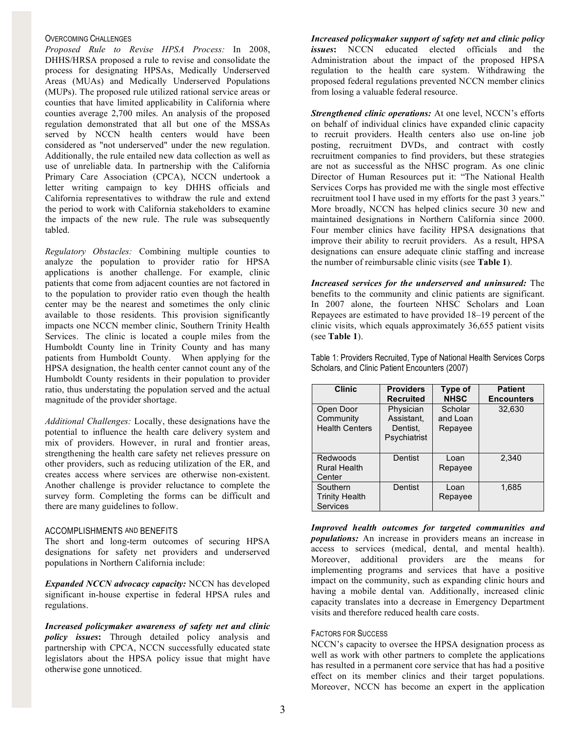### Overcoming Challenges

*Proposed Rule to Revise HPSA Process:* In 2008, DHHS/HRSA proposed a rule to revise and consolidate the process for designating HPSAs, Medically Underserved Areas (MUAs) and Medically Underserved Populations (MUPs). The proposed rule utilized rational service areas or counties that have limited applicability in California where counties average 2,700 miles. An analysis of the proposed regulation demonstrated that all but one of the MSSAs served by NCCN health centers would have been considered as "not underserved" under the new regulation. Additionally, the rule entailed new data collection as well as use of unreliable data. In partnership with the California Primary Care Association (CPCA), NCCN undertook a letter writing campaign to key DHHS officials and California representatives to withdraw the rule and extend the period to work with California stakeholders to examine the impacts of the new rule. The rule was subsequently tabled.

*Regulatory Obstacles:* Combining multiple counties to analyze the population to provider ratio for HPSA applications is another challenge. For example, clinic patients that come from adjacent counties are not factored in to the population to provider ratio even though the health center may be the nearest and sometimes the only clinic available to those residents. This provision significantly impacts one NCCN member clinic, Southern Trinity Health Services. The clinic is located a couple miles from the Humboldt County line in Trinity County and has many patients from Humboldt County. When applying for the HPSA designation, the health center cannot count any of the Humboldt County residents in their population to provider ratio, thus understating the population served and the actual magnitude of the provider shortage.

*Additional Challenges:* Locally, these designations have the potential to influence the health care delivery system and mix of providers. However, in rural and frontier areas, strengthening the health care safety net relieves pressure on other providers, such as reducing utilization of the ER, and creates access where services are otherwise non-existent. Another challenge is provider reluctance to complete the survey form. Completing the forms can be difficult and there are many guidelines to follow.

### Accomplishments and Benefits

The short and long-term outcomes of securing HPSA designations for safety net providers and underserved populations in Northern California include:

***Expanded NCCN advocacy capacity:*** NCCN has developed significant in-house expertise in federal HPSA rules and regulations.

***Increased policymaker awareness of safety net and clinic policy issues*****:** Through detailed policy analysis and partnership with CPCA, NCCN successfully educated state legislators about the HPSA policy issue that might have otherwise gone unnoticed.

***Increased policymaker support of safety net and clinic policy issues*****:** NCCN educated elected officials and the Administration about the impact of the proposed HPSA regulation to the health care system. Withdrawing the proposed federal regulations prevented NCCN member clinics from losing a valuable federal resource.

***Strengthened clinic operations:*** At one level, NCCN's efforts on behalf of individual clinics have expanded clinic capacity to recruit providers. Health centers also use on-line job posting, recruitment DVDs, and contract with costly recruitment companies to find providers, but these strategies are not as successful as the NHSC program. As one clinic Director of Human Resources put it: "The National Health Services Corps has provided me with the single most effective recruitment tool I have used in my efforts for the past 3 years." More broadly, NCCN has helped clinics secure 30 new and maintained designations in Northern California since 2000. Four member clinics have facility HPSA designations that improve their ability to recruit providers. As a result, HPSA designations can ensure adequate clinic staffing and increase the number of reimbursable clinic visits (see **Table 1**).

***Increased services for the underserved and uninsured:*** The benefits to the community and clinic patients are significant. In 2007 alone, the fourteen NHSC Scholars and Loan Repayees are estimated to have provided 18–19 percent of the clinic visits, which equals approximately 36,655 patient visits (see **Table 1**).

Table 1: Providers Recruited, Type of National Health Services Corps Scholars, and Clinic Patient Encounters (2007)

| Clinic | Providers Recruited | Type of NHSC | Patient Encounters |
|---|---|---|---|
| Open Door Community Health Centers | Physician Assistant, Dentist, Psychiatrist | Scholar and Loan Repayee | 32,630 |
| Redwoods Rural Health Center | Dentist | Loan Repayee | 2,340 |
| Southern Trinity Health Services | Dentist | Loan Repayee | 1,685 |

***Improved health outcomes for targeted communities and populations:*** An increase in providers means an increase in access to services (medical, dental, and mental health). Moreover, additional providers are the means for implementing programs and services that have a positive impact on the community, such as expanding clinic hours and having a mobile dental van. Additionally, increased clinic capacity translates into a decrease in Emergency Department visits and therefore reduced health care costs.

### Factors for Success

NCCN's capacity to oversee the HPSA designation process as well as work with other partners to complete the applications has resulted in a permanent core service that has had a positive effect on its member clinics and their target populations. Moreover, NCCN has become an expert in the application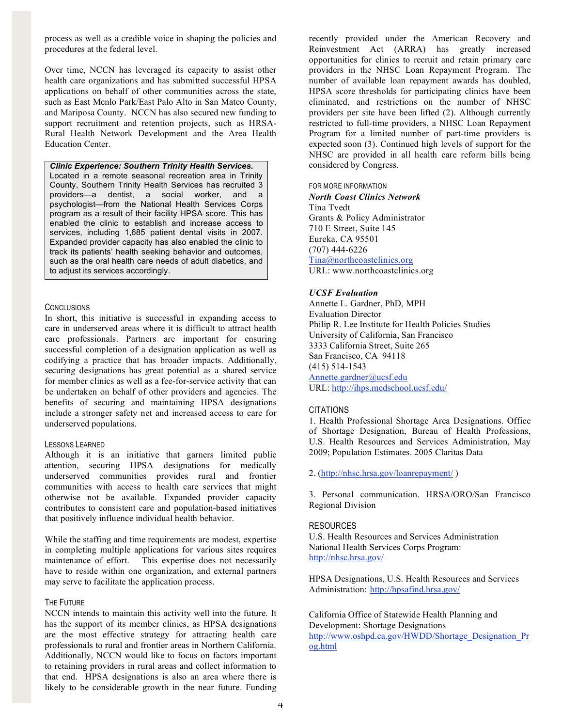process as well as a credible voice in shaping the policies and procedures at the federal level.

Over time, NCCN has leveraged its capacity to assist other health care organizations and has submitted successful HPSA applications on behalf of other communities across the state, such as East Menlo Park/East Palo Alto in San Mateo County, and Mariposa County. NCCN has also secured new funding to support recruitment and retention projects, such as HRSA-Rural Health Network Development and the Area Health Education Center.

> ***Clinic Experience: Southern Trinity Health Services.*** Located in a remote seasonal recreation area in Trinity County, Southern Trinity Health Services has recruited 3 providers—a dentist, a social worker, and a psychologist—from the National Health Services Corps program as a result of their facility HPSA score. This has enabled the clinic to establish and increase access to services, including 1,685 patient dental visits in 2007. Expanded provider capacity has also enabled the clinic to track its patients' health seeking behavior and outcomes, such as the oral health care needs of adult diabetics, and to adjust its services accordingly.

## Conclusions

In short, this initiative is successful in expanding access to care in underserved areas where it is difficult to attract health care professionals. Partners are important for ensuring successful completion of a designation application as well as codifying a practice that has broader impacts. Additionally, securing designations has great potential as a shared service for member clinics as well as a fee-for-service activity that can be undertaken on behalf of other providers and agencies. The benefits of securing and maintaining HPSA designations include a stronger safety net and increased access to care for underserved populations.

## Lessons Learned

Although it is an initiative that garners limited public attention, securing HPSA designations for medically underserved communities provides rural and frontier communities with access to health care services that might otherwise not be available. Expanded provider capacity contributes to consistent care and population-based initiatives that positively influence individual health behavior.

While the staffing and time requirements are modest, expertise in completing multiple applications for various sites requires maintenance of effort. This expertise does not necessarily have to reside within one organization, and external partners may serve to facilitate the application process.

## The Future

NCCN intends to maintain this activity well into the future. It has the support of its member clinics, as HPSA designations are the most effective strategy for attracting health care professionals to rural and frontier areas in Northern California. Additionally, NCCN would like to focus on factors important to retaining providers in rural areas and collect information to that end. HPSA designations is also an area where there is likely to be considerable growth in the near future. Funding recently provided under the American Recovery and Reinvestment Act (ARRA) has greatly increased opportunities for clinics to recruit and retain primary care providers in the NHSC Loan Repayment Program. The number of available loan repayment awards has doubled, HPSA score thresholds for participating clinics have been eliminated, and restrictions on the number of NHSC providers per site have been lifted (2). Although currently restricted to full-time providers, a NHSC Loan Repayment Program for a limited number of part-time providers is expected soon (3). Continued high levels of support for the NHSC are provided in all health care reform bills being considered by Congress.

## For More Information

***North Coast Clinics Network***
Tina Tvedt
Grants & Policy Administrator
710 E Street, Suite 145
Eureka, CA 95501
(707) 444-6226
Tina@northcoastclinics.org
URL: www.northcoastclinics.org

***UCSF Evaluation***
Annette L. Gardner, PhD, MPH
Evaluation Director
Philip R. Lee Institute for Health Policies Studies
University of California, San Francisco
3333 California Street, Suite 265
San Francisco, CA 94118
(415) 514-1543
Annette.gardner@ucsf.edu
URL: http://ihps.medschool.ucsf.edu/

## Citations

1. Health Professional Shortage Area Designations. Office of Shortage Designation, Bureau of Health Professions, U.S. Health Resources and Services Administration, May 2009; Population Estimates. 2005 Claritas Data

2. (http://nhsc.hrsa.gov/loanrepayment/ )

3. Personal communication. HRSA/ORO/San Francisco Regional Division

## Resources

U.S. Health Resources and Services Administration
National Health Services Corps Program:
http://nhsc.hrsa.gov/

HPSA Designations, U.S. Health Resources and Services Administration: http://hpsafind.hrsa.gov/

California Office of Statewide Health Planning and Development: Shortage Designations
http://www.oshpd.ca.gov/HWDD/Shortage_Designation_Prog.html